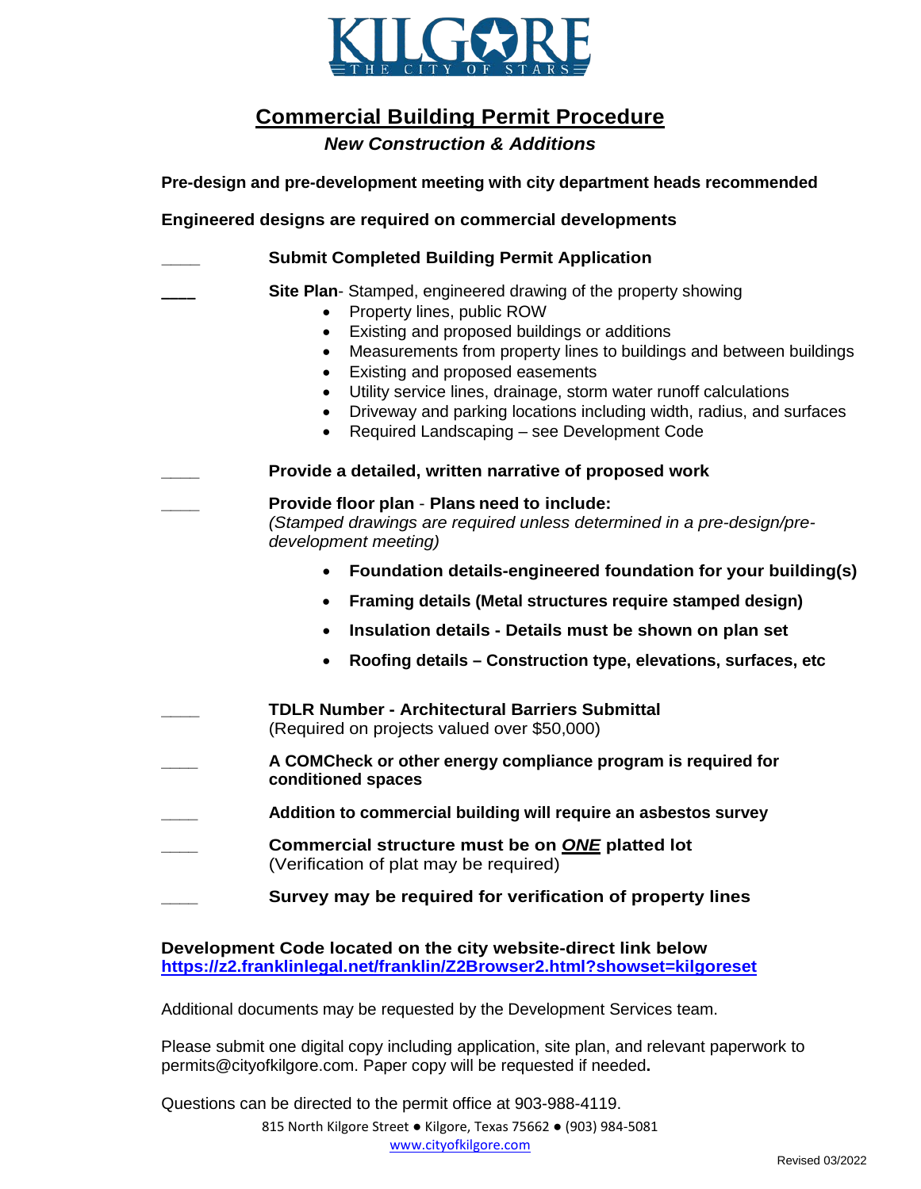KILGORE
THE CITY OF STARS

# Commercial Building Permit Procedure

## *New Construction & Additions*

**Pre-design and pre-development meeting with city department heads recommended**

**Engineered designs are required on commercial developments**

____ **Submit Completed Building Permit Application**

____ **Site Plan**- Stamped, engineered drawing of the property showing

- Property lines, public ROW
- Existing and proposed buildings or additions
- Measurements from property lines to buildings and between buildings
- Existing and proposed easements
- Utility service lines, drainage, storm water runoff calculations
- Driveway and parking locations including width, radius, and surfaces
- Required Landscaping – see Development Code

____ **Provide a detailed, written narrative of proposed work**

____ **Provide floor plan** - **Plans need to include:**
*(Stamped drawings are required unless determined in a pre-design/pre-development meeting)*

- **Foundation details-engineered foundation for your building(s)**
- **Framing details (Metal structures require stamped design)**
- **Insulation details - Details must be shown on plan set**
- **Roofing details – Construction type, elevations, surfaces, etc**

____ **TDLR Number - Architectural Barriers Submittal**
(Required on projects valued over $50,000)

____ **A COMCheck or other energy compliance program is required for conditioned spaces**

____ **Addition to commercial building will require an asbestos survey**

____ **Commercial structure must be on *ONE* platted lot**
(Verification of plat may be required)

____ **Survey may be required for verification of property lines**

**Development Code located on the city website-direct link below**
**https://z2.franklinlegal.net/franklin/Z2Browser2.html?showset=kilgoreset**

Additional documents may be requested by the Development Services team.

Please submit one digital copy including application, site plan, and relevant paperwork to permits@cityofkilgore.com. Paper copy will be requested if needed**.**

Questions can be directed to the permit office at 903-988-4119.

815 North Kilgore Street ● Kilgore, Texas 75662 ● (903) 984-5081
www.cityofkilgore.com

Revised 03/2022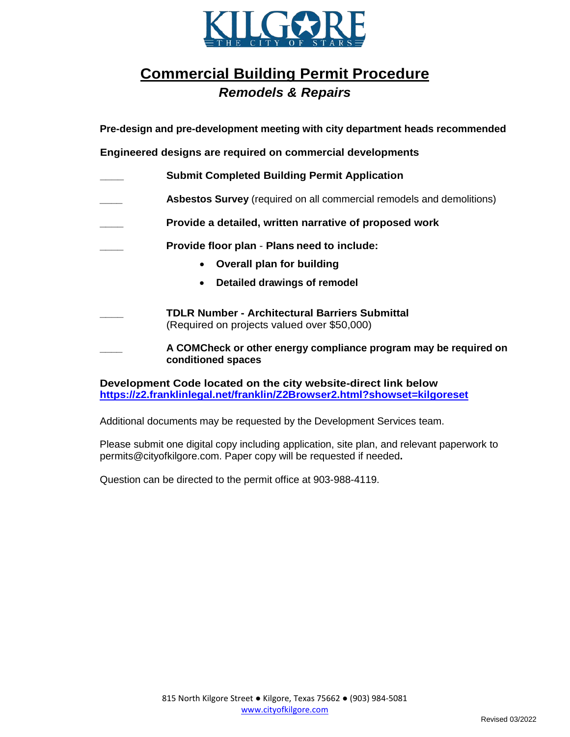# Commercial Building Permit Procedure

## *Remodels & Repairs*

**Pre-design and pre-development meeting with city department heads recommended**

**Engineered designs are required on commercial developments**

____ **Submit Completed Building Permit Application**

____ **Asbestos Survey** (required on all commercial remodels and demolitions)

____ **Provide a detailed, written narrative of proposed work**

____ **Provide floor plan** - **Plans need to include:**

- **Overall plan for building**
- **Detailed drawings of remodel**

____ **TDLR Number - Architectural Barriers Submittal**
(Required on projects valued over $50,000)

____ **A COMCheck or other energy compliance program may be required on conditioned spaces**

**Development Code located on the city website-direct link below**
**https://z2.franklinlegal.net/franklin/Z2Browser2.html?showset=kilgoreset**

Additional documents may be requested by the Development Services team.

Please submit one digital copy including application, site plan, and relevant paperwork to permits@cityofkilgore.com. Paper copy will be requested if needed**.**

Question can be directed to the permit office at 903-988-4119.

815 North Kilgore Street ● Kilgore, Texas 75662 ● (903) 984-5081
www.cityofkilgore.com

Revised 03/2022